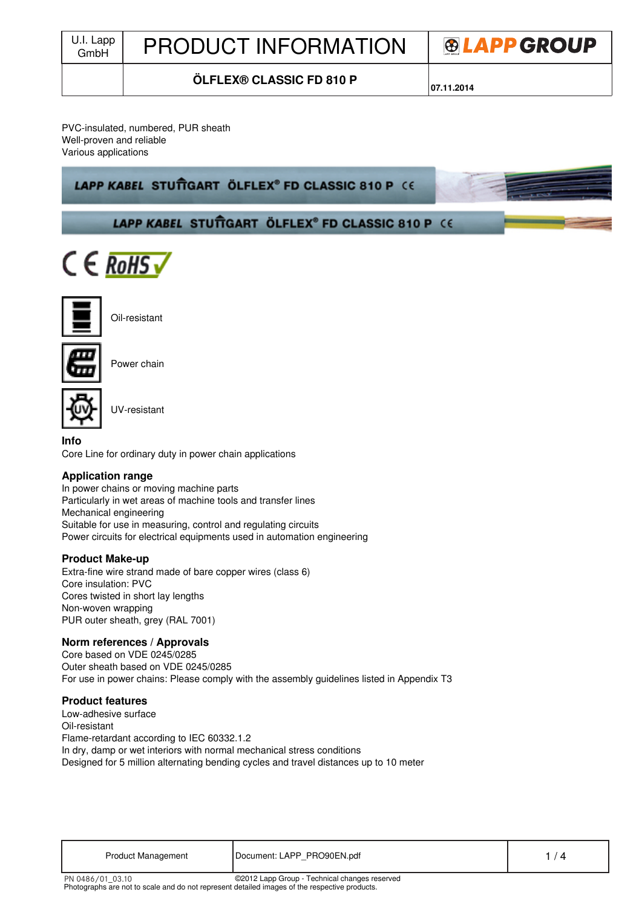| U.I. Lapp GmbH | PRODUCT INFORMATION | LAPP GROUP |
|---|---|---|
| | **ÖLFLEX® CLASSIC FD 810 P** | **07.11.2014** |

PVC-insulated, numbered, PUR sheath
Well-proven and reliable
Various applications

Oil-resistant

Power chain

UV-resistant

## Info
Core Line for ordinary duty in power chain applications

## Application range
In power chains or moving machine parts
Particularly in wet areas of machine tools and transfer lines
Mechanical engineering
Suitable for use in measuring, control and regulating circuits
Power circuits for electrical equipments used in automation engineering

## Product Make-up
Extra-fine wire strand made of bare copper wires (class 6)
Core insulation: PVC
Cores twisted in short lay lengths
Non-woven wrapping
PUR outer sheath, grey (RAL 7001)

## Norm references / Approvals
Core based on VDE 0245/0285
Outer sheath based on VDE 0245/0285
For use in power chains: Please comply with the assembly guidelines listed in Appendix T3

## Product features
Low-adhesive surface
Oil-resistant
Flame-retardant according to IEC 60332.1.2
In dry, damp or wet interiors with normal mechanical stress conditions
Designed for 5 million alternating bending cycles and travel distances up to 10 meter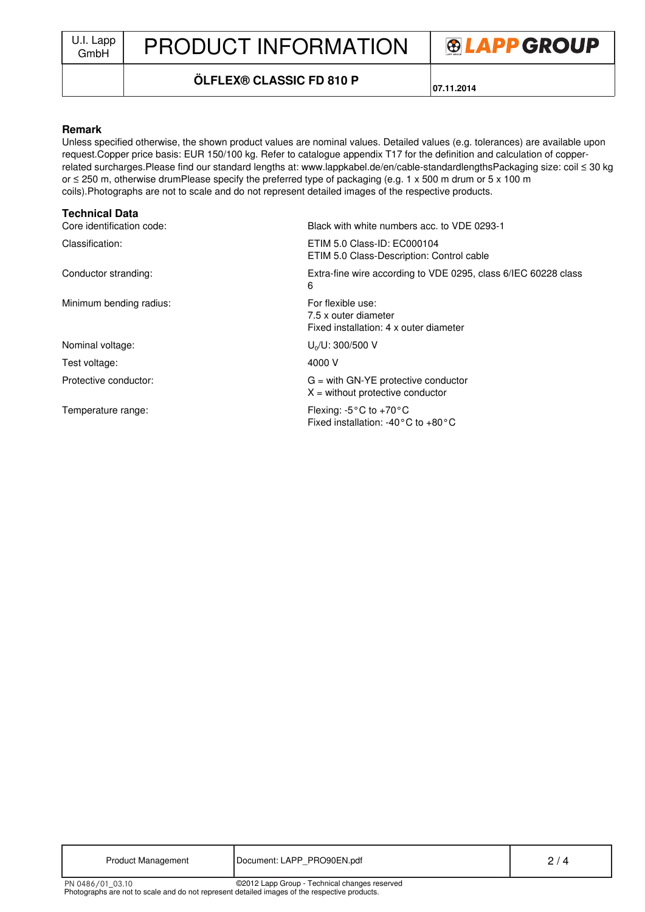## Remark

Unless specified otherwise, the shown product values are nominal values. Detailed values (e.g. tolerances) are available upon request.Copper price basis: EUR 150/100 kg. Refer to catalogue appendix T17 for the definition and calculation of copper-related surcharges.Please find our standard lengths at: www.lappkabel.de/en/cable-standardlengthsPackaging size: coil ≤ 30 kg or ≤ 250 m, otherwise drumPlease specify the preferred type of packaging (e.g. 1 x 500 m drum or 5 x 100 m coils).Photographs are not to scale and do not represent detailed images of the respective products.

## Technical Data

| | |
|---|---|
| Core identification code: | Black with white numbers acc. to VDE 0293-1 |
| Classification: | ETIM 5.0 Class-ID: EC000104<br>ETIM 5.0 Class-Description: Control cable |
| Conductor stranding: | Extra-fine wire according to VDE 0295, class 6/IEC 60228 class 6 |
| Minimum bending radius: | For flexible use:<br>7.5 x outer diameter<br>Fixed installation: 4 x outer diameter |
| Nominal voltage: | $U_0$/U: 300/500 V |
| Test voltage: | 4000 V |
| Protective conductor: | G = with GN-YE protective conductor<br>X = without protective conductor |
| Temperature range: | Flexing: -5°C to +70°C<br>Fixed installation: -40°C to +80°C |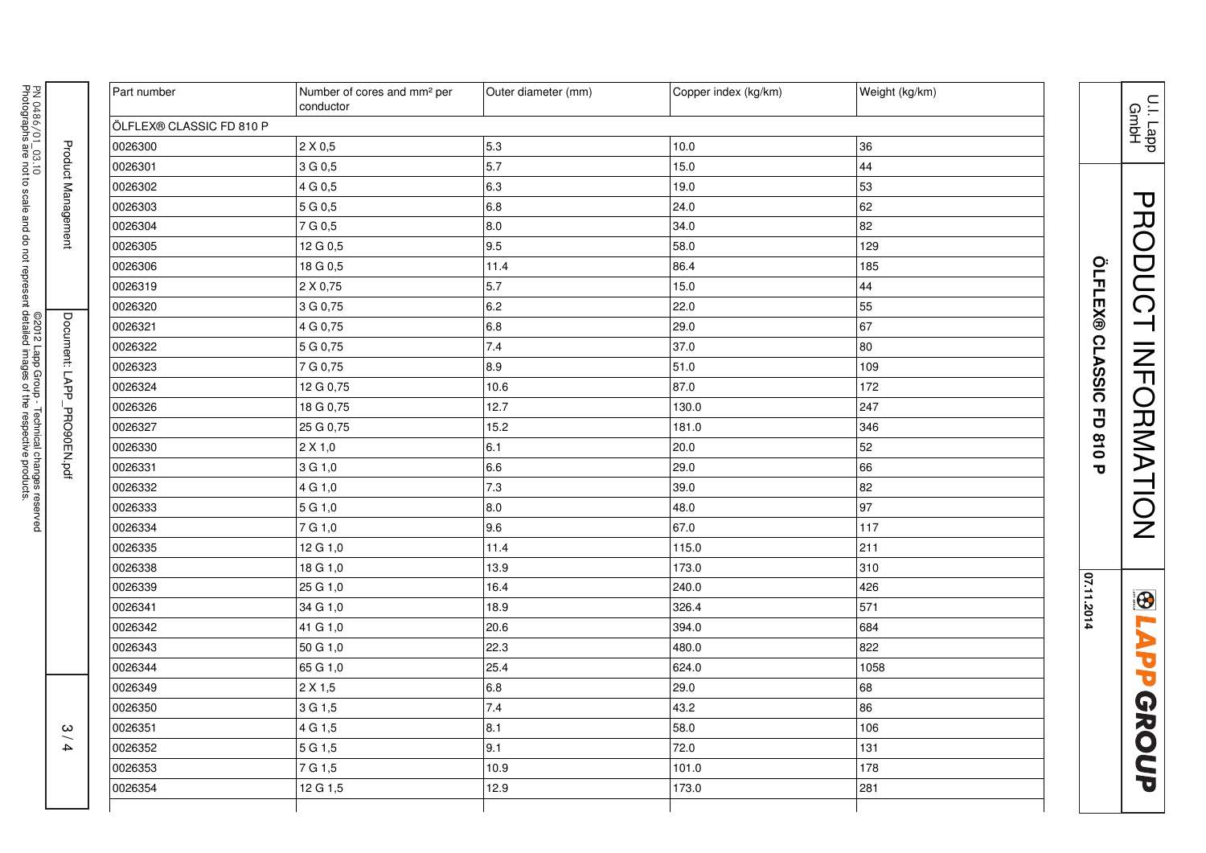| Part number | Number of cores and mm² per conductor | Outer diameter (mm) | Copper index (kg/km) | Weight (kg/km) |
|---|---|---|---|---|
| ÖLFLEX® CLASSIC FD 810 P | | | | |
| 0026300 | 2 X 0,5 | 5.3 | 10.0 | 36 |
| 0026301 | 3 G 0,5 | 5.7 | 15.0 | 44 |
| 0026302 | 4 G 0,5 | 6.3 | 19.0 | 53 |
| 0026303 | 5 G 0,5 | 6.8 | 24.0 | 62 |
| 0026304 | 7 G 0,5 | 8.0 | 34.0 | 82 |
| 0026305 | 12 G 0,5 | 9.5 | 58.0 | 129 |
| 0026306 | 18 G 0,5 | 11.4 | 86.4 | 185 |
| 0026319 | 2 X 0,75 | 5.7 | 15.0 | 44 |
| 0026320 | 3 G 0,75 | 6.2 | 22.0 | 55 |
| 0026321 | 4 G 0,75 | 6.8 | 29.0 | 67 |
| 0026322 | 5 G 0,75 | 7.4 | 37.0 | 80 |
| 0026323 | 7 G 0,75 | 8.9 | 51.0 | 109 |
| 0026324 | 12 G 0,75 | 10.6 | 87.0 | 172 |
| 0026326 | 18 G 0,75 | 12.7 | 130.0 | 247 |
| 0026327 | 25 G 0,75 | 15.2 | 181.0 | 346 |
| 0026330 | 2 X 1,0 | 6.1 | 20.0 | 52 |
| 0026331 | 3 G 1,0 | 6.6 | 29.0 | 66 |
| 0026332 | 4 G 1,0 | 7.3 | 39.0 | 82 |
| 0026333 | 5 G 1,0 | 8.0 | 48.0 | 97 |
| 0026334 | 7 G 1,0 | 9.6 | 67.0 | 117 |
| 0026335 | 12 G 1,0 | 11.4 | 115.0 | 211 |
| 0026338 | 18 G 1,0 | 13.9 | 173.0 | 310 |
| 0026339 | 25 G 1,0 | 16.4 | 240.0 | 426 |
| 0026341 | 34 G 1,0 | 18.9 | 326.4 | 571 |
| 0026342 | 41 G 1,0 | 20.6 | 394.0 | 684 |
| 0026343 | 50 G 1,0 | 22.3 | 480.0 | 822 |
| 0026344 | 65 G 1,0 | 25.4 | 624.0 | 1058 |
| 0026349 | 2 X 1,5 | 6.8 | 29.0 | 68 |
| 0026350 | 3 G 1,5 | 7.4 | 43.2 | 86 |
| 0026351 | 4 G 1,5 | 8.1 | 58.0 | 106 |
| 0026352 | 5 G 1,5 | 9.1 | 72.0 | 131 |
| 0026353 | 7 G 1,5 | 10.9 | 101.0 | 178 |
| 0026354 | 12 G 1,5 | 12.9 | 173.0 | 281 |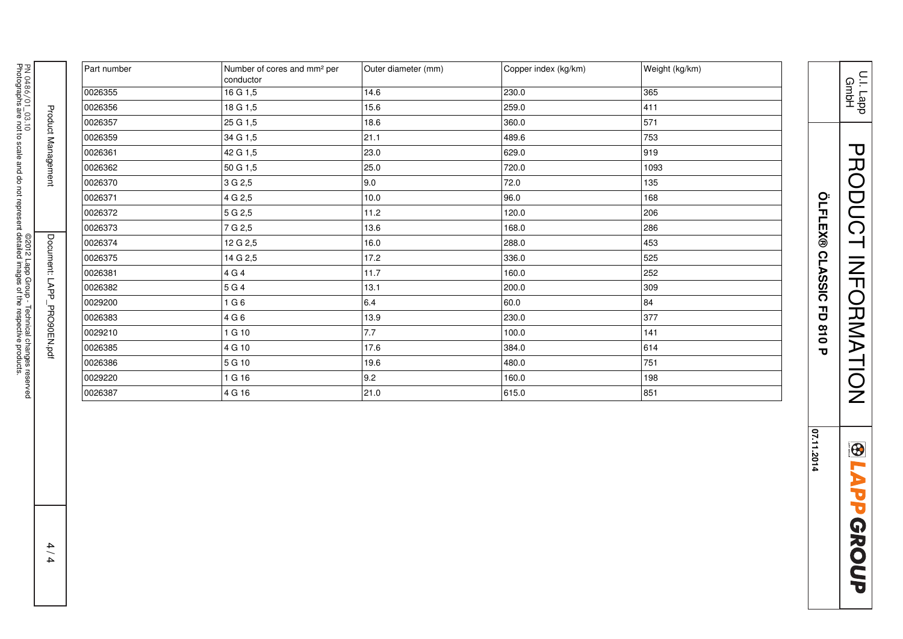| Part number | Number of cores and mm² per conductor | Outer diameter (mm) | Copper index (kg/km) | Weight (kg/km) |
|---|---|---|---|---|
| 0026355 | 16 G 1,5 | 14.6 | 230.0 | 365 |
| 0026356 | 18 G 1,5 | 15.6 | 259.0 | 411 |
| 0026357 | 25 G 1,5 | 18.6 | 360.0 | 571 |
| 0026359 | 34 G 1,5 | 21.1 | 489.6 | 753 |
| 0026361 | 42 G 1,5 | 23.0 | 629.0 | 919 |
| 0026362 | 50 G 1,5 | 25.0 | 720.0 | 1093 |
| 0026370 | 3 G 2,5 | 9.0 | 72.0 | 135 |
| 0026371 | 4 G 2,5 | 10.0 | 96.0 | 168 |
| 0026372 | 5 G 2,5 | 11.2 | 120.0 | 206 |
| 0026373 | 7 G 2,5 | 13.6 | 168.0 | 286 |
| 0026374 | 12 G 2,5 | 16.0 | 288.0 | 453 |
| 0026375 | 14 G 2,5 | 17.2 | 336.0 | 525 |
| 0026381 | 4 G 4 | 11.7 | 160.0 | 252 |
| 0026382 | 5 G 4 | 13.1 | 200.0 | 309 |
| 0029200 | 1 G 6 | 6.4 | 60.0 | 84 |
| 0026383 | 4 G 6 | 13.9 | 230.0 | 377 |
| 0029210 | 1 G 10 | 7.7 | 100.0 | 141 |
| 0026385 | 4 G 10 | 17.6 | 384.0 | 614 |
| 0026386 | 5 G 10 | 19.6 | 480.0 | 751 |
| 0029220 | 1 G 16 | 9.2 | 160.0 | 198 |
| 0026387 | 4 G 16 | 21.0 | 615.0 | 851 |